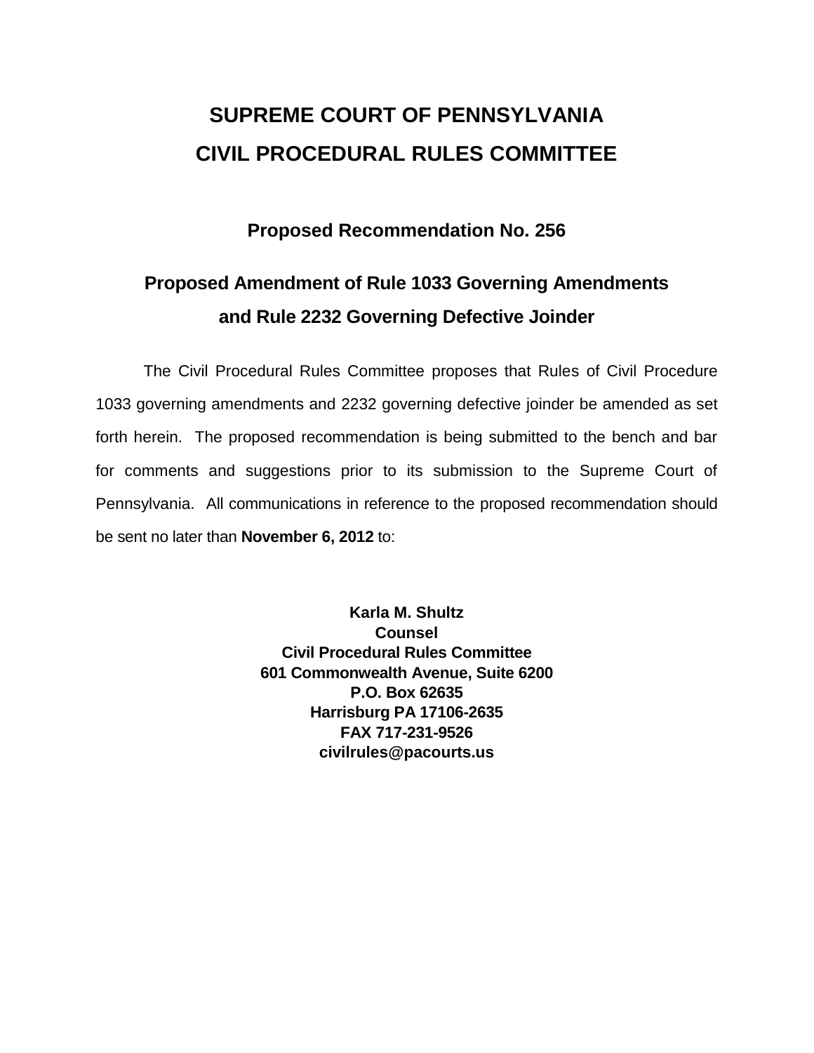# SUPREME COURT OF PENNSYLVANIA
# CIVIL PROCEDURAL RULES COMMITTEE

## Proposed Recommendation No. 256

## Proposed Amendment of Rule 1033 Governing Amendments and Rule 2232 Governing Defective Joinder

The Civil Procedural Rules Committee proposes that Rules of Civil Procedure 1033 governing amendments and 2232 governing defective joinder be amended as set forth herein. The proposed recommendation is being submitted to the bench and bar for comments and suggestions prior to its submission to the Supreme Court of Pennsylvania. All communications in reference to the proposed recommendation should be sent no later than **November 6, 2012** to:

**Karla M. Shultz**
**Counsel**
**Civil Procedural Rules Committee**
**601 Commonwealth Avenue, Suite 6200**
**P.O. Box 62635**
**Harrisburg PA 17106-2635**
**FAX 717-231-9526**
**civilrules@pacourts.us**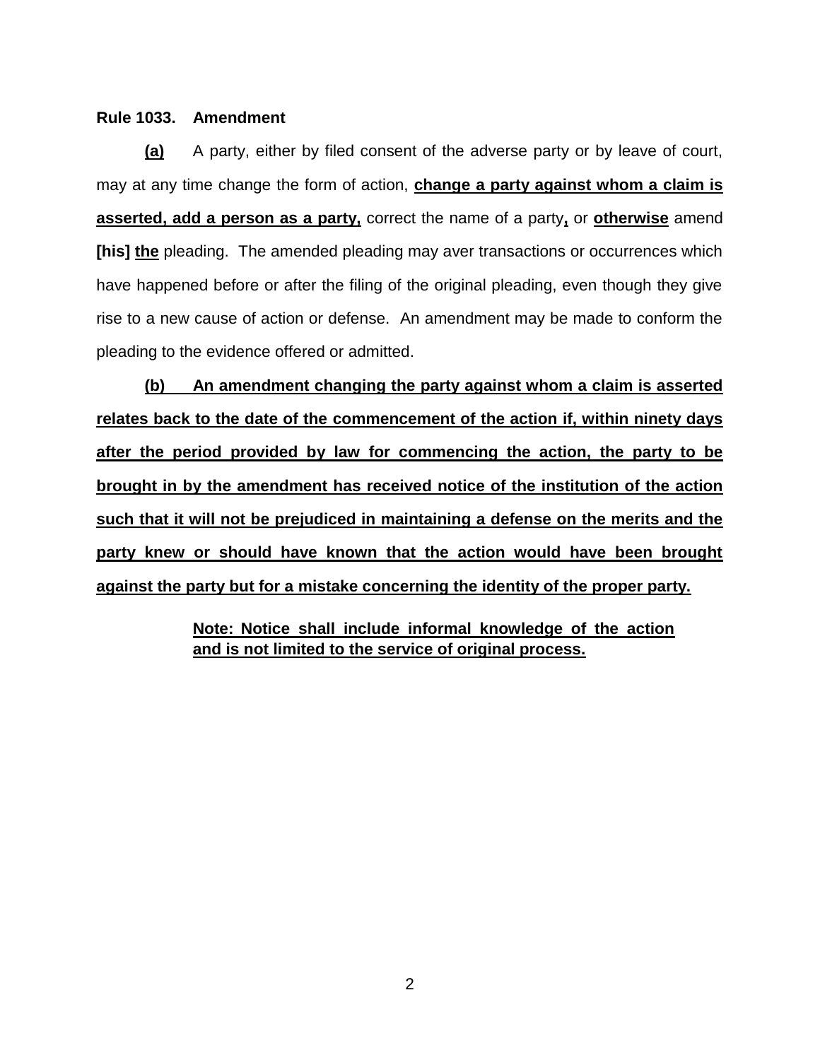**Rule 1033. Amendment**

**<u>(a)</u>** A party, either by filed consent of the adverse party or by leave of court, may at any time change the form of action, **<u>change a party against whom a claim is asserted, add a person as a party,</u>** correct the name of a party**<u>,</u>** or **<u>otherwise</u>** amend **[his]** **<u>the</u>** pleading. The amended pleading may aver transactions or occurrences which have happened before or after the filing of the original pleading, even though they give rise to a new cause of action or defense. An amendment may be made to conform the pleading to the evidence offered or admitted.

**<u>(b) An amendment changing the party against whom a claim is asserted relates back to the date of the commencement of the action if, within ninety days after the period provided by law for commencing the action, the party to be brought in by the amendment has received notice of the institution of the action such that it will not be prejudiced in maintaining a defense on the merits and the party knew or should have known that the action would have been brought against the party but for a mistake concerning the identity of the proper party.</u>**

> **<u>Note: Notice shall include informal knowledge of the action and is not limited to the service of original process.</u>**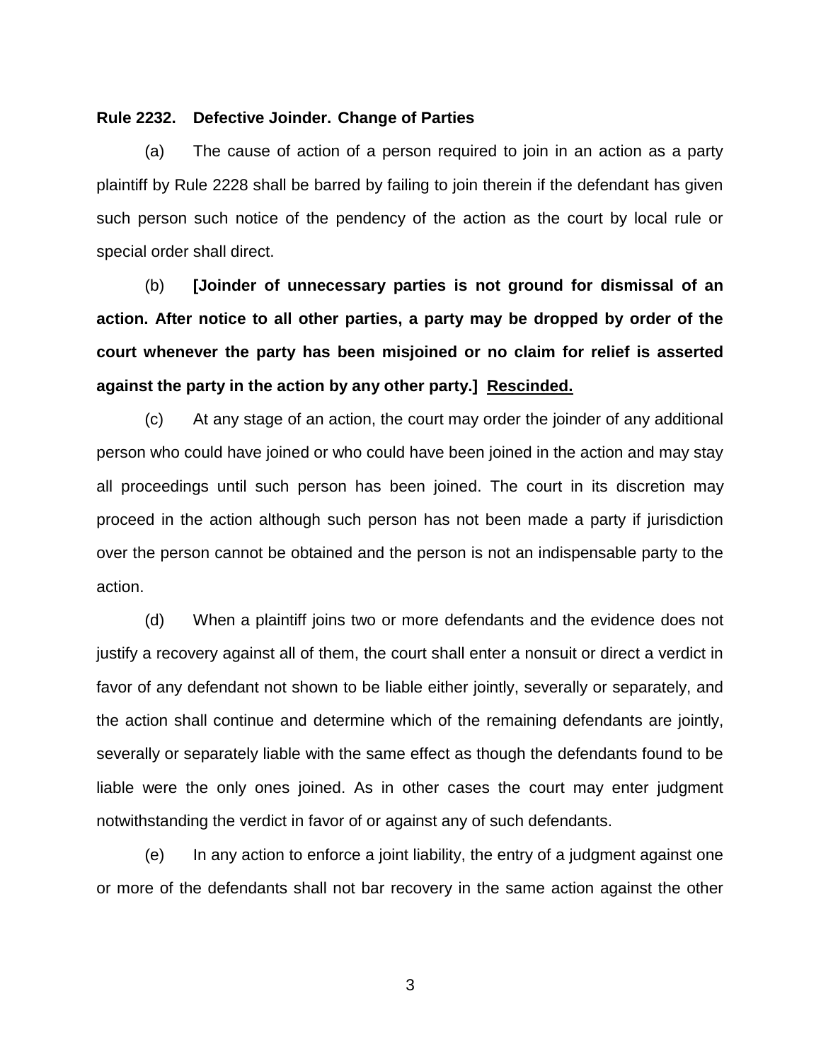**Rule 2232. Defective Joinder. Change of Parties**

(a) The cause of action of a person required to join in an action as a party plaintiff by Rule 2228 shall be barred by failing to join therein if the defendant has given such person such notice of the pendency of the action as the court by local rule or special order shall direct.

(b) **[Joinder of unnecessary parties is not ground for dismissal of an action. After notice to all other parties, a party may be dropped by order of the court whenever the party has been misjoined or no claim for relief is asserted against the party in the action by any other party.]** **<u>Rescinded.</u>**

(c) At any stage of an action, the court may order the joinder of any additional person who could have joined or who could have been joined in the action and may stay all proceedings until such person has been joined. The court in its discretion may proceed in the action although such person has not been made a party if jurisdiction over the person cannot be obtained and the person is not an indispensable party to the action.

(d) When a plaintiff joins two or more defendants and the evidence does not justify a recovery against all of them, the court shall enter a nonsuit or direct a verdict in favor of any defendant not shown to be liable either jointly, severally or separately, and the action shall continue and determine which of the remaining defendants are jointly, severally or separately liable with the same effect as though the defendants found to be liable were the only ones joined. As in other cases the court may enter judgment notwithstanding the verdict in favor of or against any of such defendants.

(e) In any action to enforce a joint liability, the entry of a judgment against one or more of the defendants shall not bar recovery in the same action against the other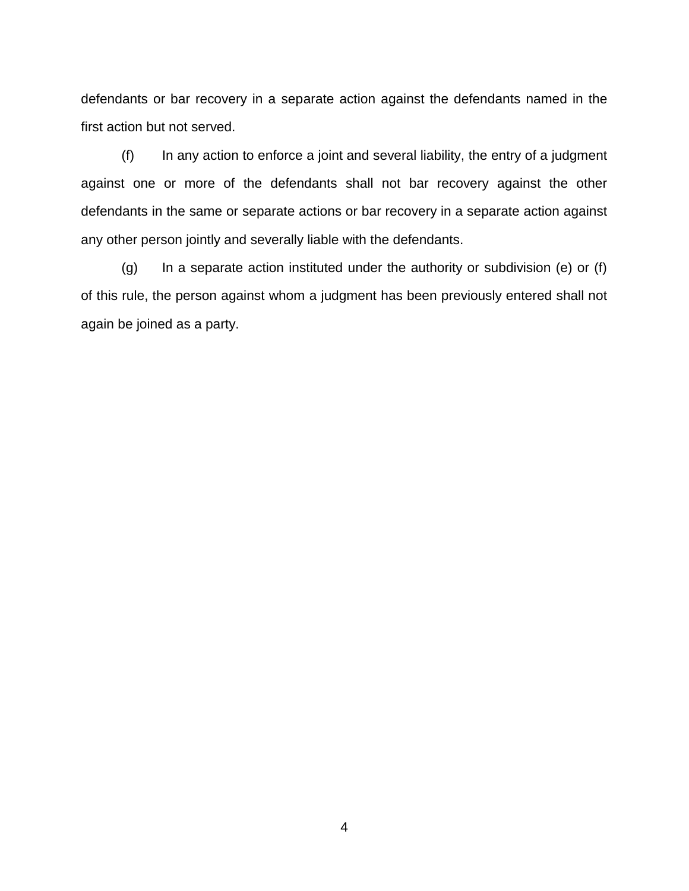defendants or bar recovery in a separate action against the defendants named in the first action but not served.

(f) In any action to enforce a joint and several liability, the entry of a judgment against one or more of the defendants shall not bar recovery against the other defendants in the same or separate actions or bar recovery in a separate action against any other person jointly and severally liable with the defendants.

(g) In a separate action instituted under the authority or subdivision (e) or (f) of this rule, the person against whom a judgment has been previously entered shall not again be joined as a party.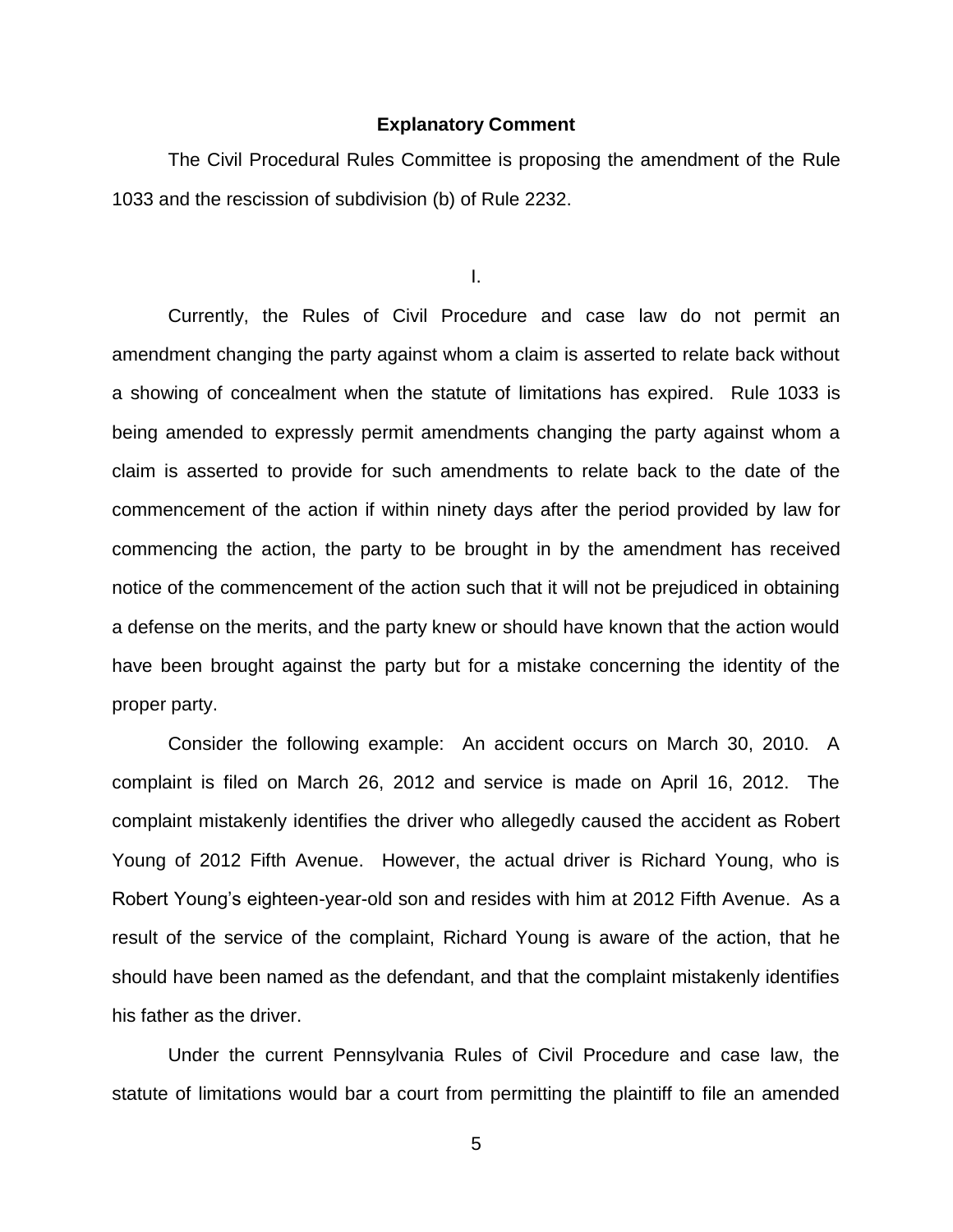**Explanatory Comment**

The Civil Procedural Rules Committee is proposing the amendment of the Rule 1033 and the rescission of subdivision (b) of Rule 2232.

I.

Currently, the Rules of Civil Procedure and case law do not permit an amendment changing the party against whom a claim is asserted to relate back without a showing of concealment when the statute of limitations has expired. Rule 1033 is being amended to expressly permit amendments changing the party against whom a claim is asserted to provide for such amendments to relate back to the date of the commencement of the action if within ninety days after the period provided by law for commencing the action, the party to be brought in by the amendment has received notice of the commencement of the action such that it will not be prejudiced in obtaining a defense on the merits, and the party knew or should have known that the action would have been brought against the party but for a mistake concerning the identity of the proper party.

Consider the following example: An accident occurs on March 30, 2010. A complaint is filed on March 26, 2012 and service is made on April 16, 2012. The complaint mistakenly identifies the driver who allegedly caused the accident as Robert Young of 2012 Fifth Avenue. However, the actual driver is Richard Young, who is Robert Young's eighteen-year-old son and resides with him at 2012 Fifth Avenue. As a result of the service of the complaint, Richard Young is aware of the action, that he should have been named as the defendant, and that the complaint mistakenly identifies his father as the driver.

Under the current Pennsylvania Rules of Civil Procedure and case law, the statute of limitations would bar a court from permitting the plaintiff to file an amended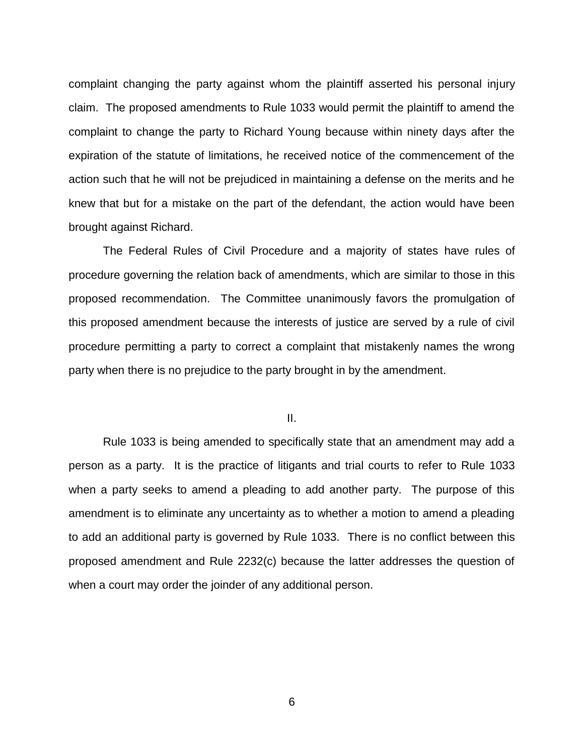complaint changing the party against whom the plaintiff asserted his personal injury claim. The proposed amendments to Rule 1033 would permit the plaintiff to amend the complaint to change the party to Richard Young because within ninety days after the expiration of the statute of limitations, he received notice of the commencement of the action such that he will not be prejudiced in maintaining a defense on the merits and he knew that but for a mistake on the part of the defendant, the action would have been brought against Richard.

The Federal Rules of Civil Procedure and a majority of states have rules of procedure governing the relation back of amendments, which are similar to those in this proposed recommendation. The Committee unanimously favors the promulgation of this proposed amendment because the interests of justice are served by a rule of civil procedure permitting a party to correct a complaint that mistakenly names the wrong party when there is no prejudice to the party brought in by the amendment.

II.

Rule 1033 is being amended to specifically state that an amendment may add a person as a party. It is the practice of litigants and trial courts to refer to Rule 1033 when a party seeks to amend a pleading to add another party. The purpose of this amendment is to eliminate any uncertainty as to whether a motion to amend a pleading to add an additional party is governed by Rule 1033. There is no conflict between this proposed amendment and Rule 2232(c) because the latter addresses the question of when a court may order the joinder of any additional person.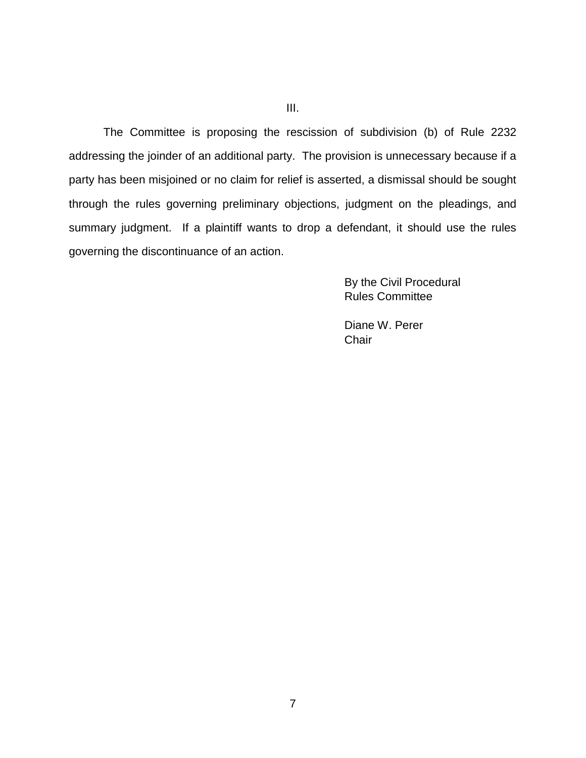III.

The Committee is proposing the rescission of subdivision (b) of Rule 2232 addressing the joinder of an additional party. The provision is unnecessary because if a party has been misjoined or no claim for relief is asserted, a dismissal should be sought through the rules governing preliminary objections, judgment on the pleadings, and summary judgment. If a plaintiff wants to drop a defendant, it should use the rules governing the discontinuance of an action.

By the Civil Procedural
Rules Committee

Diane W. Perer
Chair